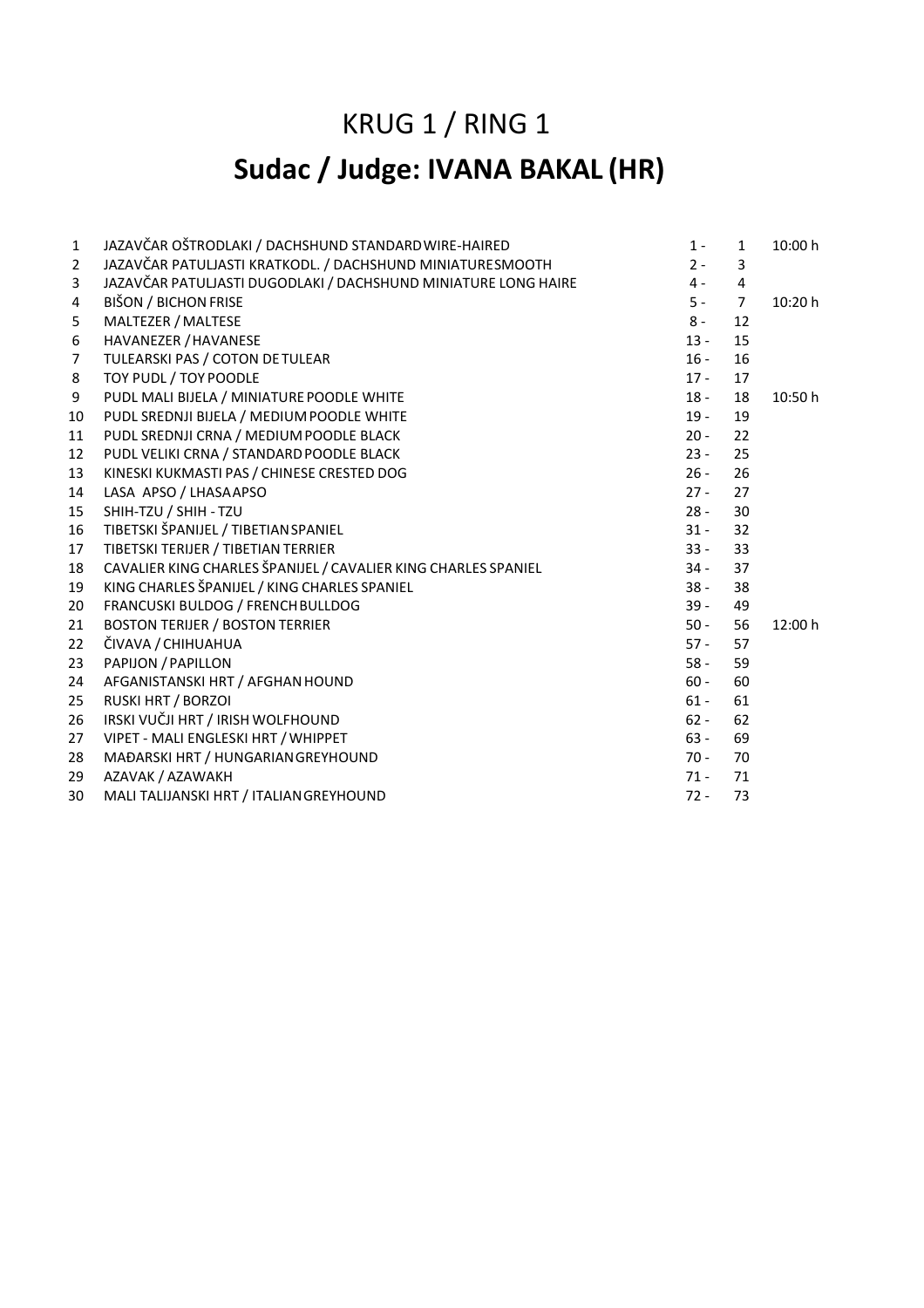# KRUG 1 / RING 1

# **Sudac / Judge: IVANA BAKAL (HR)**

| | | | | |
|---|---|---|---|---|
| 1 | JAZAVČAR OŠTRODLAKI / DACHSHUND STANDARD WIRE-HAIRED | 1 - | 1 | 10:00 h |
| 2 | JAZAVČAR PATULJASTI KRATKODL. / DACHSHUND MINIATURE SMOOTH | 2 - | 3 | |
| 3 | JAZAVČAR PATULJASTI DUGODLAKI / DACHSHUND MINIATURE LONG HAIRE | 4 - | 4 | |
| 4 | BIŠON / BICHON FRISE | 5 - | 7 | 10:20 h |
| 5 | MALTEZER / MALTESE | 8 - | 12 | |
| 6 | HAVANEZER / HAVANESE | 13 - | 15 | |
| 7 | TULEARSKI PAS / COTON DE TULEAR | 16 - | 16 | |
| 8 | TOY PUDL / TOY POODLE | 17 - | 17 | |
| 9 | PUDL MALI BIJELA / MINIATURE POODLE WHITE | 18 - | 18 | 10:50 h |
| 10 | PUDL SREDNJI BIJELA / MEDIUM POODLE WHITE | 19 - | 19 | |
| 11 | PUDL SREDNJI CRNA / MEDIUM POODLE BLACK | 20 - | 22 | |
| 12 | PUDL VELIKI CRNA / STANDARD POODLE BLACK | 23 - | 25 | |
| 13 | KINESKI KUKMASTI PAS / CHINESE CRESTED DOG | 26 - | 26 | |
| 14 | LASA APSO / LHASA APSO | 27 - | 27 | |
| 15 | SHIH-TZU / SHIH - TZU | 28 - | 30 | |
| 16 | TIBETSKI ŠPANIJEL / TIBETIAN SPANIEL | 31 - | 32 | |
| 17 | TIBETSKI TERIJER / TIBETIAN TERRIER | 33 - | 33 | |
| 18 | CAVALIER KING CHARLES ŠPANIJEL / CAVALIER KING CHARLES SPANIEL | 34 - | 37 | |
| 19 | KING CHARLES ŠPANIJEL / KING CHARLES SPANIEL | 38 - | 38 | |
| 20 | FRANCUSKI BULDOG / FRENCH BULLDOG | 39 - | 49 | |
| 21 | BOSTON TERIJER / BOSTON TERRIER | 50 - | 56 | 12:00 h |
| 22 | ČIVAVA / CHIHUAHUA | 57 - | 57 | |
| 23 | PAPIJON / PAPILLON | 58 - | 59 | |
| 24 | AFGANISTANSKI HRT / AFGHAN HOUND | 60 - | 60 | |
| 25 | RUSKI HRT / BORZOI | 61 - | 61 | |
| 26 | IRSKI VUČJI HRT / IRISH WOLFHOUND | 62 - | 62 | |
| 27 | VIPET - MALI ENGLESKI HRT / WHIPPET | 63 - | 69 | |
| 28 | MAĐARSKI HRT / HUNGARIAN GREYHOUND | 70 - | 70 | |
| 29 | AZAVAK / AZAWAKH | 71 - | 71 | |
| 30 | MALI TALIJANSKI HRT / ITALIAN GREYHOUND | 72 - | 73 | |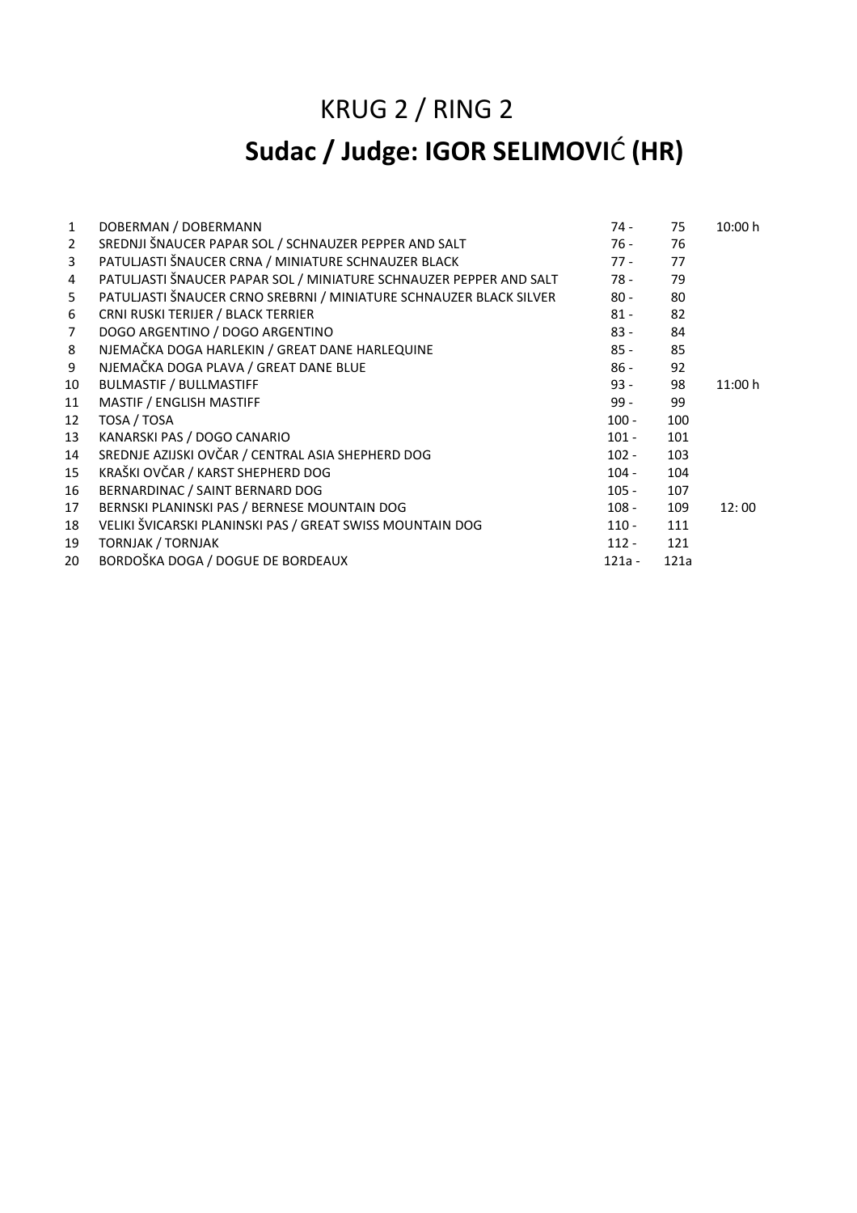# KRUG 2 / RING 2

## Sudac / Judge: IGOR SELIMOVIĆ (HR)

| | | | | |
|---|---|---|---|---|
| 1 | DOBERMAN / DOBERMANN | 74 - | 75 | 10:00 h |
| 2 | SREDNJI ŠNAUCER PAPAR SOL / SCHNAUZER PEPPER AND SALT | 76 - | 76 | |
| 3 | PATULJASTI ŠNAUCER CRNA / MINIATURE SCHNAUZER BLACK | 77 - | 77 | |
| 4 | PATULJASTI ŠNAUCER PAPAR SOL / MINIATURE SCHNAUZER PEPPER AND SALT | 78 - | 79 | |
| 5 | PATULJASTI ŠNAUCER CRNO SREBRNI / MINIATURE SCHNAUZER BLACK SILVER | 80 - | 80 | |
| 6 | CRNI RUSKI TERIJER / BLACK TERRIER | 81 - | 82 | |
| 7 | DOGO ARGENTINO / DOGO ARGENTINO | 83 - | 84 | |
| 8 | NJEMAČKA DOGA HARLEKIN / GREAT DANE HARLEQUINE | 85 - | 85 | |
| 9 | NJEMAČKA DOGA PLAVA / GREAT DANE BLUE | 86 - | 92 | |
| 10 | BULMASTIF / BULLMASTIFF | 93 - | 98 | 11:00 h |
| 11 | MASTIF / ENGLISH MASTIFF | 99 - | 99 | |
| 12 | TOSA / TOSA | 100 - | 100 | |
| 13 | KANARSKI PAS / DOGO CANARIO | 101 - | 101 | |
| 14 | SREDNJE AZIJSKI OVČAR / CENTRAL ASIA SHEPHERD DOG | 102 - | 103 | |
| 15 | KRAŠKI OVČAR / KARST SHEPHERD DOG | 104 - | 104 | |
| 16 | BERNARDINAC / SAINT BERNARD DOG | 105 - | 107 | |
| 17 | BERNSKI PLANINSKI PAS / BERNESE MOUNTAIN DOG | 108 - | 109 | 12: 00 |
| 18 | VELIKI ŠVICARSKI PLANINSKI PAS / GREAT SWISS MOUNTAIN DOG | 110 - | 111 | |
| 19 | TORNJAK / TORNJAK | 112 - | 121 | |
| 20 | BORDOŠKA DOGA / DOGUE DE BORDEAUX | 121a - | 121a | |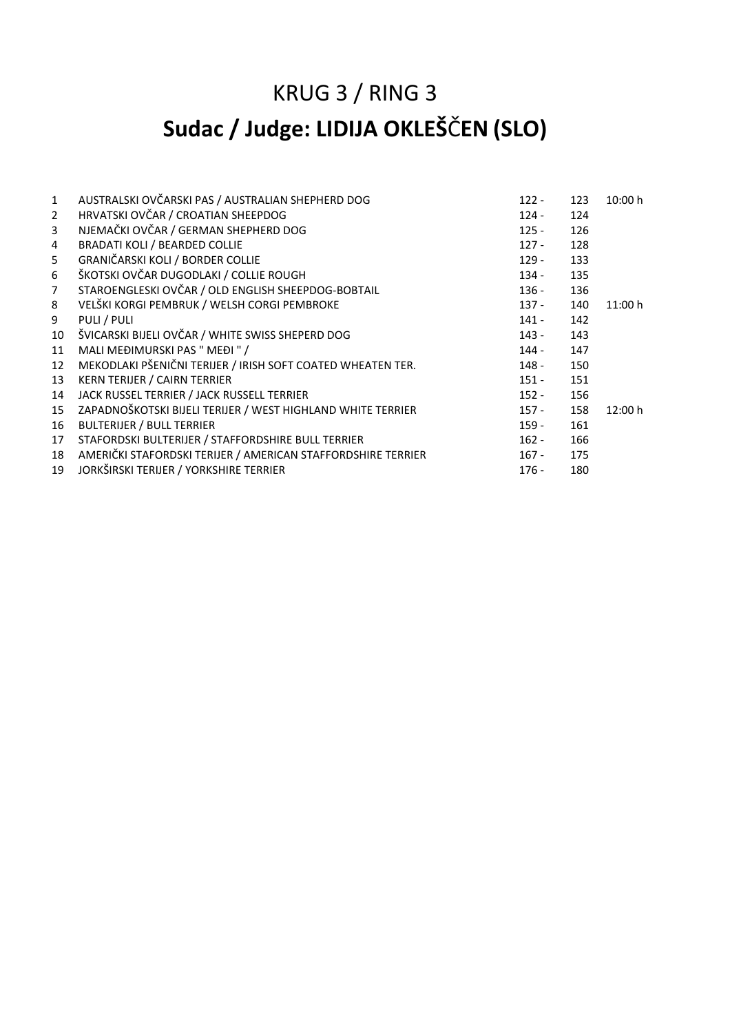# KRUG 3 / RING 3

# **Sudac / Judge: LIDIJA OKLEŠČEN (SLO)**

| | | | | |
|---|---|---|---|---|
| 1 | AUSTRALSKI OVČARSKI PAS / AUSTRALIAN SHEPHERD DOG | 122 - | 123 | 10:00 h |
| 2 | HRVATSKI OVČAR / CROATIAN SHEEPDOG | 124 - | 124 | |
| 3 | NJEMAČKI OVČAR / GERMAN SHEPHERD DOG | 125 - | 126 | |
| 4 | BRADATI KOLI / BEARDED COLLIE | 127 - | 128 | |
| 5 | GRANIČARSKI KOLI / BORDER COLLIE | 129 - | 133 | |
| 6 | ŠKOTSKI OVČAR DUGODLAKI / COLLIE ROUGH | 134 - | 135 | |
| 7 | STAROENGLESKI OVČAR / OLD ENGLISH SHEEPDOG-BOBTAIL | 136 - | 136 | |
| 8 | VELŠKI KORGI PEMBRUK / WELSH CORGI PEMBROKE | 137 - | 140 | 11:00 h |
| 9 | PULI / PULI | 141 - | 142 | |
| 10 | ŠVICARSKI BIJELI OVČAR / WHITE SWISS SHEPERD DOG | 143 - | 143 | |
| 11 | MALI MEĐIMURSKI PAS " MEĐI " / | 144 - | 147 | |
| 12 | MEKODLAKI PŠENIČNI TERIJER / IRISH SOFT COATED WHEATEN TER. | 148 - | 150 | |
| 13 | KERN TERIJER / CAIRN TERRIER | 151 - | 151 | |
| 14 | JACK RUSSEL TERRIER / JACK RUSSELL TERRIER | 152 - | 156 | |
| 15 | ZAPADNOŠKOTSKI BIJELI TERIJER / WEST HIGHLAND WHITE TERRIER | 157 - | 158 | 12:00 h |
| 16 | BULTERIJER / BULL TERRIER | 159 - | 161 | |
| 17 | STAFORDSKI BULTERIJER / STAFFORDSHIRE BULL TERRIER | 162 - | 166 | |
| 18 | AMERIČKI STAFORDSKI TERIJER / AMERICAN STAFFORDSHIRE TERRIER | 167 - | 175 | |
| 19 | JORKŠIRSKI TERIJER / YORKSHIRE TERRIER | 176 - | 180 | |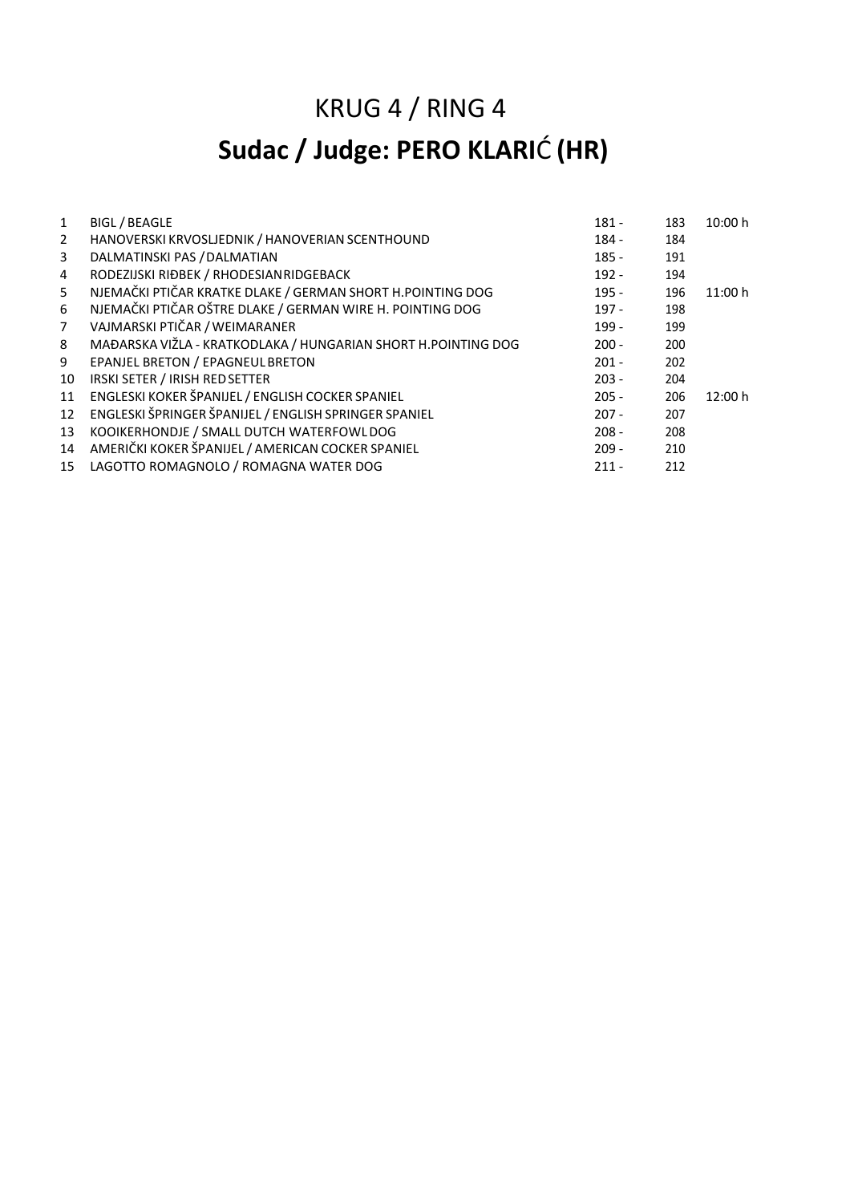# KRUG 4 / RING 4

# **Sudac / Judge: PERO KLARIĆ (HR)**

| | | | | |
|---|---|---|---|---|
| 1 | BIGL / BEAGLE | 181 - | 183 | 10:00 h |
| 2 | HANOVERSKI KRVOSLJEDNIK / HANOVERIAN SCENTHOUND | 184 - | 184 | |
| 3 | DALMATINSKI PAS / DALMATIAN | 185 - | 191 | |
| 4 | RODEZIJSKI RIĐBEK / RHODESIAN RIDGEBACK | 192 - | 194 | |
| 5 | NJEMAČKI PTIČAR KRATKE DLAKE / GERMAN SHORT H.POINTING DOG | 195 - | 196 | 11:00 h |
| 6 | NJEMAČKI PTIČAR OŠTRE DLAKE / GERMAN WIRE H. POINTING DOG | 197 - | 198 | |
| 7 | VAJMARSKI PTIČAR / WEIMARANER | 199 - | 199 | |
| 8 | MAĐARSKA VIŽLA - KRATKODLAKA / HUNGARIAN SHORT H.POINTING DOG | 200 - | 200 | |
| 9 | EPANJEL BRETON / EPAGNEUL BRETON | 201 - | 202 | |
| 10 | IRSKI SETER / IRISH RED SETTER | 203 - | 204 | |
| 11 | ENGLESKI KOKER ŠPANIJEL / ENGLISH COCKER SPANIEL | 205 - | 206 | 12:00 h |
| 12 | ENGLESKI ŠPRINGER ŠPANIJEL / ENGLISH SPRINGER SPANIEL | 207 - | 207 | |
| 13 | KOOIKERHONDJE / SMALL DUTCH WATERFOWL DOG | 208 - | 208 | |
| 14 | AMERIČKI KOKER ŠPANIJEL / AMERICAN COCKER SPANIEL | 209 - | 210 | |
| 15 | LAGOTTO ROMAGNOLO / ROMAGNA WATER DOG | 211 - | 212 | |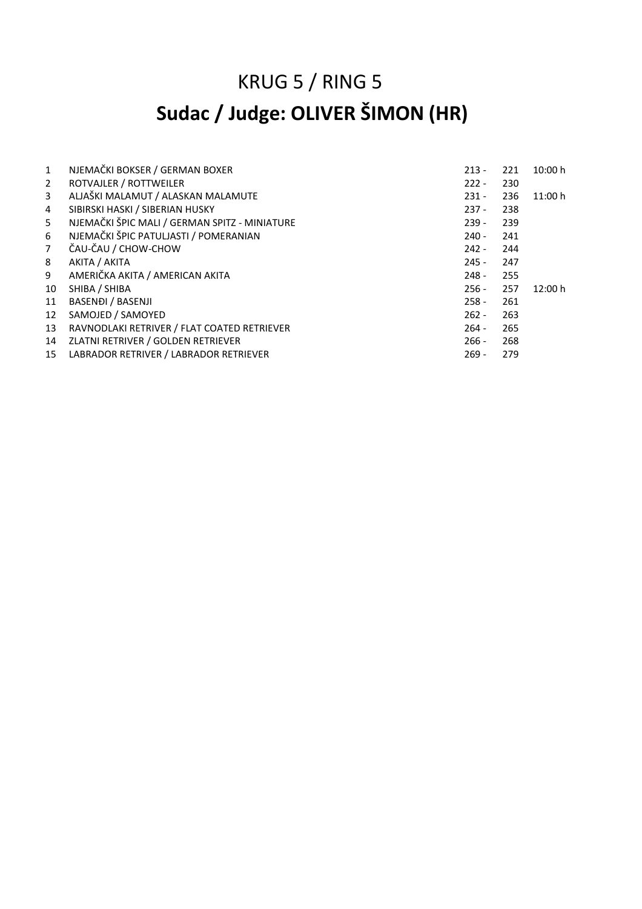# KRUG 5 / RING 5

## Sudac / Judge: OLIVER ŠIMON (HR)

| | | | | |
|---|---|---|---|---|
| 1 | NJEMAČKI BOKSER / GERMAN BOXER | 213 - | 221 | 10:00 h |
| 2 | ROTVAJLER / ROTTWEILER | 222 - | 230 | |
| 3 | ALJAŠKI MALAMUT / ALASKAN MALAMUTE | 231 - | 236 | 11:00 h |
| 4 | SIBIRSKI HASKI / SIBERIAN HUSKY | 237 - | 238 | |
| 5 | NJEMAČKI ŠPIC MALI / GERMAN SPITZ - MINIATURE | 239 - | 239 | |
| 6 | NJEMAČKI ŠPIC PATULJASTI / POMERANIAN | 240 - | 241 | |
| 7 | ČAU-ČAU / CHOW-CHOW | 242 - | 244 | |
| 8 | AKITA / AKITA | 245 - | 247 | |
| 9 | AMERIČKA AKITA / AMERICAN AKITA | 248 - | 255 | |
| 10 | SHIBA / SHIBA | 256 - | 257 | 12:00 h |
| 11 | BASENĐI / BASENJI | 258 - | 261 | |
| 12 | SAMOJED / SAMOYED | 262 - | 263 | |
| 13 | RAVNODLAKI RETRIVER / FLAT COATED RETRIEVER | 264 - | 265 | |
| 14 | ZLATNI RETRIVER / GOLDEN RETRIEVER | 266 - | 268 | |
| 15 | LABRADOR RETRIVER / LABRADOR RETRIEVER | 269 - | 279 | |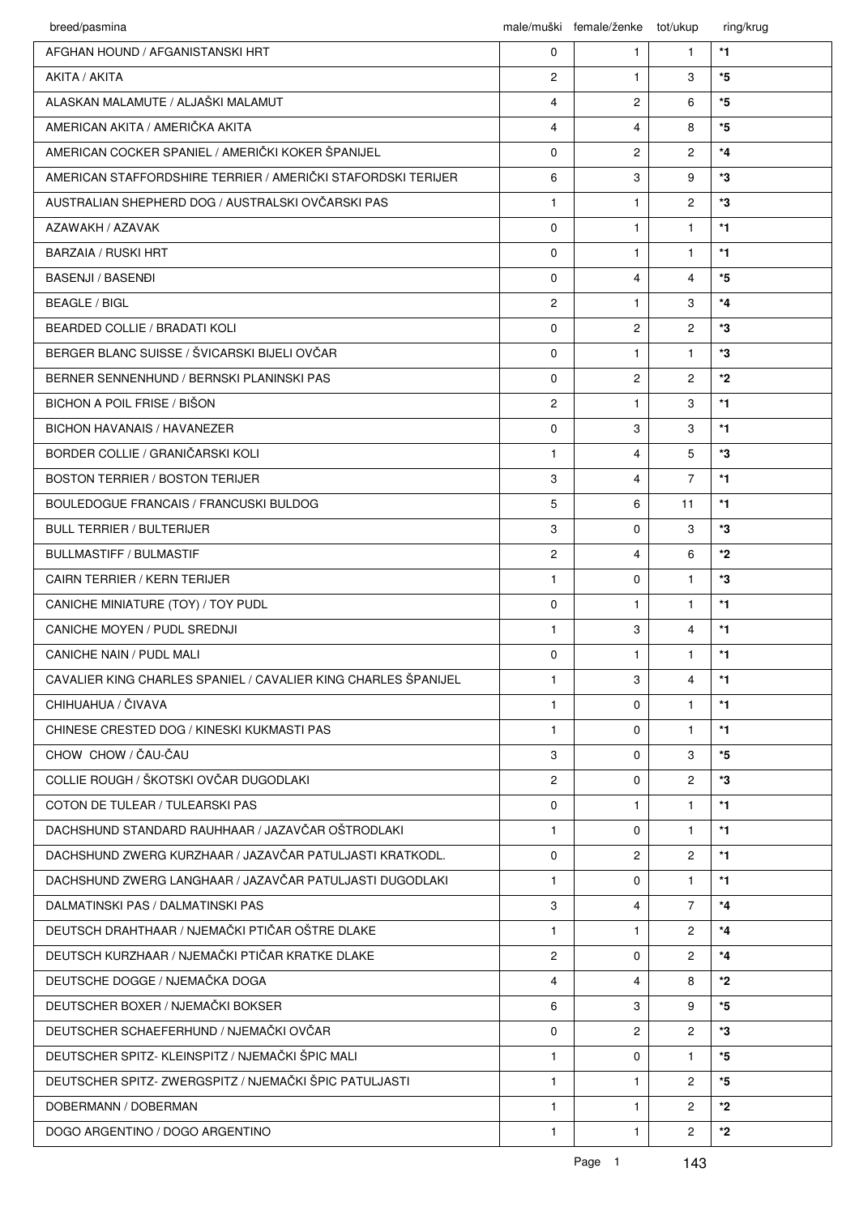| breed/pasmina | male/muški | female/ženke | tot/ukup | ring/krug |
|---|---|---|---|---|
| AFGHAN HOUND / AFGANISTANSKI HRT | 0 | 1 | 1 | *1 |
| AKITA / AKITA | 2 | 1 | 3 | *5 |
| ALASKAN MALAMUTE / ALJAŠKI MALAMUT | 4 | 2 | 6 | *5 |
| AMERICAN AKITA / AMERIČKA AKITA | 4 | 4 | 8 | *5 |
| AMERICAN COCKER SPANIEL / AMERIČKI KOKER ŠPANIJEL | 0 | 2 | 2 | *4 |
| AMERICAN STAFFORDSHIRE TERRIER / AMERIČKI STAFORDSKI TERIJER | 6 | 3 | 9 | *3 |
| AUSTRALIAN SHEPHERD DOG / AUSTRALSKI OVČARSKI PAS | 1 | 1 | 2 | *3 |
| AZAWAKH / AZAVAK | 0 | 1 | 1 | *1 |
| BARZAIA / RUSKI HRT | 0 | 1 | 1 | *1 |
| BASENJI / BASENĐI | 0 | 4 | 4 | *5 |
| BEAGLE / BIGL | 2 | 1 | 3 | *4 |
| BEARDED COLLIE / BRADATI KOLI | 0 | 2 | 2 | *3 |
| BERGER BLANC SUISSE / ŠVICARSKI BIJELI OVČAR | 0 | 1 | 1 | *3 |
| BERNER SENNENHUND / BERNSKI PLANINSKI PAS | 0 | 2 | 2 | *2 |
| BICHON A POIL FRISE / BIŠON | 2 | 1 | 3 | *1 |
| BICHON HAVANAIS / HAVANEZER | 0 | 3 | 3 | *1 |
| BORDER COLLIE / GRANIČARSKI KOLI | 1 | 4 | 5 | *3 |
| BOSTON TERRIER / BOSTON TERIJER | 3 | 4 | 7 | *1 |
| BOULEDOGUE FRANCAIS / FRANCUSKI BULDOG | 5 | 6 | 11 | *1 |
| BULL TERRIER / BULTERIJER | 3 | 0 | 3 | *3 |
| BULLMASTIFF / BULMASTIF | 2 | 4 | 6 | *2 |
| CAIRN TERRIER / KERN TERIJER | 1 | 0 | 1 | *3 |
| CANICHE MINIATURE (TOY) / TOY PUDL | 0 | 1 | 1 | *1 |
| CANICHE MOYEN / PUDL SREDNJI | 1 | 3 | 4 | *1 |
| CANICHE NAIN / PUDL MALI | 0 | 1 | 1 | *1 |
| CAVALIER KING CHARLES SPANIEL / CAVALIER KING CHARLES ŠPANIJEL | 1 | 3 | 4 | *1 |
| CHIHUAHUA / ČIVAVA | 1 | 0 | 1 | *1 |
| CHINESE CRESTED DOG / KINESKI KUKMASTI PAS | 1 | 0 | 1 | *1 |
| CHOW CHOW / ČAU-ČAU | 3 | 0 | 3 | *5 |
| COLLIE ROUGH / ŠKOTSKI OVČAR DUGODLAKI | 2 | 0 | 2 | *3 |
| COTON DE TULEAR / TULEARSKI PAS | 0 | 1 | 1 | *1 |
| DACHSHUND STANDARD RAUHHAAR / JAZAVČAR OŠTRODLAKI | 1 | 0 | 1 | *1 |
| DACHSHUND ZWERG KURZHAAR / JAZAVČAR PATULJASTI KRATKODL. | 0 | 2 | 2 | *1 |
| DACHSHUND ZWERG LANGHAAR / JAZAVČAR PATULJASTI DUGODLAKI | 1 | 0 | 1 | *1 |
| DALMATINSKI PAS / DALMATINSKI PAS | 3 | 4 | 7 | *4 |
| DEUTSCH DRAHTHAAR / NJEMAČKI PTIČAR OŠTRE DLAKE | 1 | 1 | 2 | *4 |
| DEUTSCH KURZHAAR / NJEMAČKI PTIČAR KRATKE DLAKE | 2 | 0 | 2 | *4 |
| DEUTSCHE DOGGE / NJEMAČKA DOGA | 4 | 4 | 8 | *2 |
| DEUTSCHER BOXER / NJEMAČKI BOKSER | 6 | 3 | 9 | *5 |
| DEUTSCHER SCHAEFERHUND / NJEMAČKI OVČAR | 0 | 2 | 2 | *3 |
| DEUTSCHER SPITZ- KLEINSPITZ / NJEMAČKI ŠPIC MALI | 1 | 0 | 1 | *5 |
| DEUTSCHER SPITZ- ZWERGSPITZ / NJEMAČKI ŠPIC PATULJASTI | 1 | 1 | 2 | *5 |
| DOBERMANN / DOBERMAN | 1 | 1 | 2 | *2 |
| DOGO ARGENTINO / DOGO ARGENTINO | 1 | 1 | 2 | *2 |

143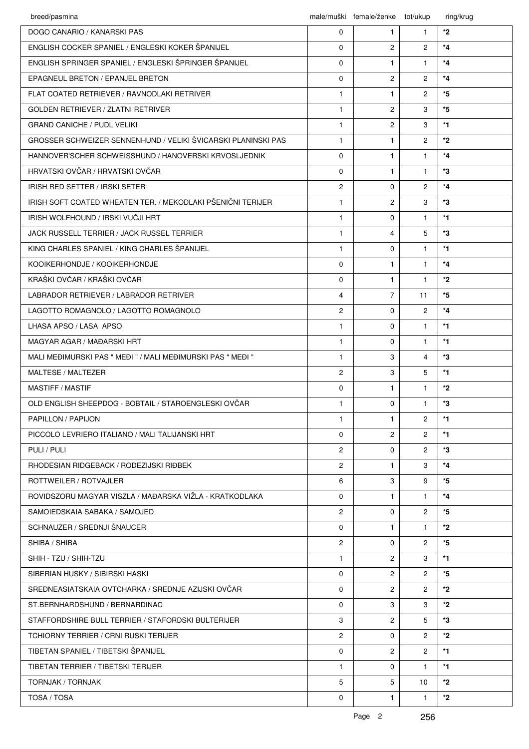| breed/pasmina | male/muški | female/ženke | tot/ukup | ring/krug |
|---|---|---|---|---|
| DOGO CANARIO / KANARSKI PAS | 0 | 1 | 1 | *2 |
| ENGLISH COCKER SPANIEL / ENGLESKI KOKER ŠPANIJEL | 0 | 2 | 2 | *4 |
| ENGLISH SPRINGER SPANIEL / ENGLESKI ŠPRINGER ŠPANIJEL | 0 | 1 | 1 | *4 |
| EPAGNEUL BRETON / EPANJEL BRETON | 0 | 2 | 2 | *4 |
| FLAT COATED RETRIEVER / RAVNODLAKI RETRIVER | 1 | 1 | 2 | *5 |
| GOLDEN RETRIEVER / ZLATNI RETRIVER | 1 | 2 | 3 | *5 |
| GRAND CANICHE / PUDL VELIKI | 1 | 2 | 3 | *1 |
| GROSSER SCHWEIZER SENNENHUND / VELIKI ŠVICARSKI PLANINSKI PAS | 1 | 1 | 2 | *2 |
| HANNOVER'SCHER SCHWEISSHUND / HANOVERSKI KRVOSLJEDNIK | 0 | 1 | 1 | *4 |
| HRVATSKI OVČAR / HRVATSKI OVČAR | 0 | 1 | 1 | *3 |
| IRISH RED SETTER / IRSKI SETER | 2 | 0 | 2 | *4 |
| IRISH SOFT COATED WHEATEN TER. / MEKODLAKI PŠENIČNI TERIJER | 1 | 2 | 3 | *3 |
| IRISH WOLFHOUND / IRSKI VUČJI HRT | 1 | 0 | 1 | *1 |
| JACK RUSSELL TERRIER / JACK RUSSEL TERRIER | 1 | 4 | 5 | *3 |
| KING CHARLES SPANIEL / KING CHARLES ŠPANIJEL | 1 | 0 | 1 | *1 |
| KOOIKERHONDJE / KOOIKERHONDJE | 0 | 1 | 1 | *4 |
| KRAŠKI OVČAR / KRAŠKI OVČAR | 0 | 1 | 1 | *2 |
| LABRADOR RETRIEVER / LABRADOR RETRIVER | 4 | 7 | 11 | *5 |
| LAGOTTO ROMAGNOLO / LAGOTTO ROMAGNOLO | 2 | 0 | 2 | *4 |
| LHASA APSO / LASA APSO | 1 | 0 | 1 | *1 |
| MAGYAR AGAR / MAĐARSKI HRT | 1 | 0 | 1 | *1 |
| MALI MEĐIMURSKI PAS " MEĐI " / MALI MEĐIMURSKI PAS " MEĐI " | 1 | 3 | 4 | *3 |
| MALTESE / MALTEZER | 2 | 3 | 5 | *1 |
| MASTIFF / MASTIF | 0 | 1 | 1 | *2 |
| OLD ENGLISH SHEEPDOG - BOBTAIL / STAROENGLESKI OVČAR | 1 | 0 | 1 | *3 |
| PAPILLON / PAPIJON | 1 | 1 | 2 | *1 |
| PICCOLO LEVRIERO ITALIANO / MALI TALIJANSKI HRT | 0 | 2 | 2 | *1 |
| PULI / PULI | 2 | 0 | 2 | *3 |
| RHODESIAN RIDGEBACK / RODEZIJSKI RIĐBEK | 2 | 1 | 3 | *4 |
| ROTTWEILER / ROTVAJLER | 6 | 3 | 9 | *5 |
| ROVIDSZORU MAGYAR VISZLA / MAĐARSKA VIŽLA - KRATKODLAKA | 0 | 1 | 1 | *4 |
| SAMOIEDSKAIA SABAKA / SAMOJED | 2 | 0 | 2 | *5 |
| SCHNAUZER / SREDNJI ŠNAUCER | 0 | 1 | 1 | *2 |
| SHIBA / SHIBA | 2 | 0 | 2 | *5 |
| SHIH - TZU / SHIH-TZU | 1 | 2 | 3 | *1 |
| SIBERIAN HUSKY / SIBIRSKI HASKI | 0 | 2 | 2 | *5 |
| SREDNEASIATSKAIA OVTCHARKA / SREDNJE AZIJSKI OVČAR | 0 | 2 | 2 | *2 |
| ST.BERNHARDSHUND / BERNARDINAC | 0 | 3 | 3 | *2 |
| STAFFORDSHIRE BULL TERRIER / STAFORDSKI BULTERIJER | 3 | 2 | 5 | *3 |
| TCHIORNY TERRIER / CRNI RUSKI TERIJER | 2 | 0 | 2 | *2 |
| TIBETAN SPANIEL / TIBETSKI ŠPANIJEL | 0 | 2 | 2 | *1 |
| TIBETAN TERRIER / TIBETSKI TERIJER | 1 | 0 | 1 | *1 |
| TORNJAK / TORNJAK | 5 | 5 | 10 | *2 |
| TOSA / TOSA | 0 | 1 | 1 | *2 |

256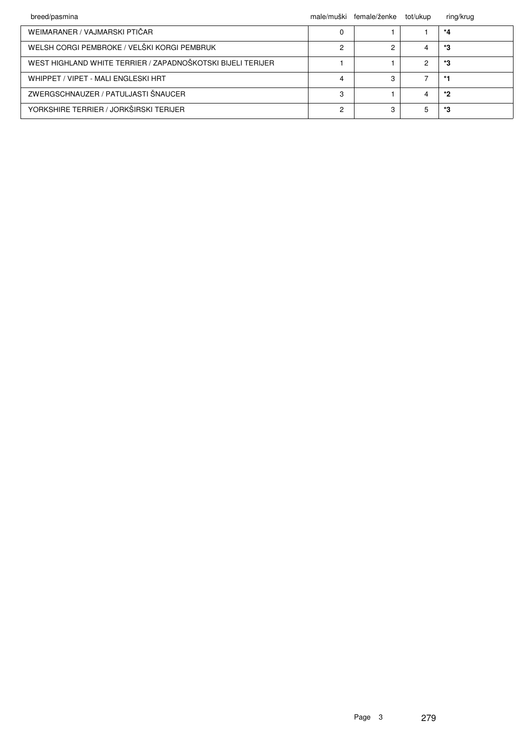| breed/pasmina | male/muški | female/ženke | tot/ukup | ring/krug |
| --- | --- | --- | --- | --- |
| WEIMARANER / VAJMARSKI PTIČAR | 0 | 1 | 1 | *4 |
| WELSH CORGI PEMBROKE / VELŠKI KORGI PEMBRUK | 2 | 2 | 4 | *3 |
| WEST HIGHLAND WHITE TERRIER / ZAPADNOŠKOTSKI BIJELI TERIJER | 1 | 1 | 2 | *3 |
| WHIPPET / VIPET - MALI ENGLESKI HRT | 4 | 3 | 7 | *1 |
| ZWERGSCHNAUZER / PATULJASTI ŠNAUCER | 3 | 1 | 4 | *2 |
| YORKSHIRE TERRIER / JORKŠIRSKI TERIJER | 2 | 3 | 5 | *3 |

279